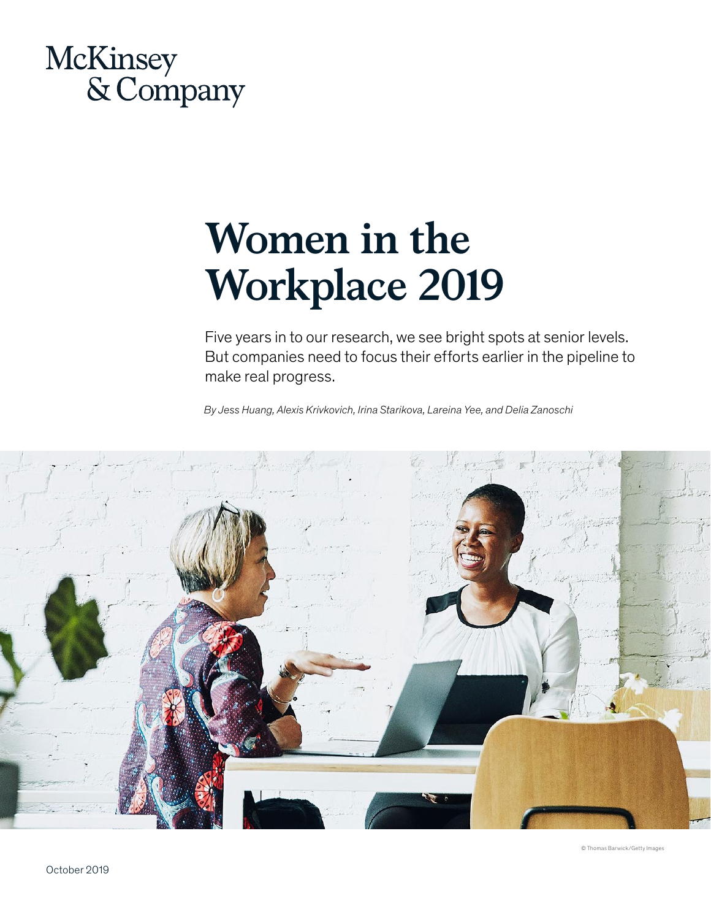McKinsey & Company

# Women in the Workplace 2019

Five years in to our research, we see bright spots at senior levels. But companies need to focus their efforts earlier in the pipeline to make real progress.

*By Jess Huang, Alexis Krivkovich, Irina Starikova, Lareina Yee, and Delia Zanoschi*

© Thomas Barwick/Getty Images

October 2019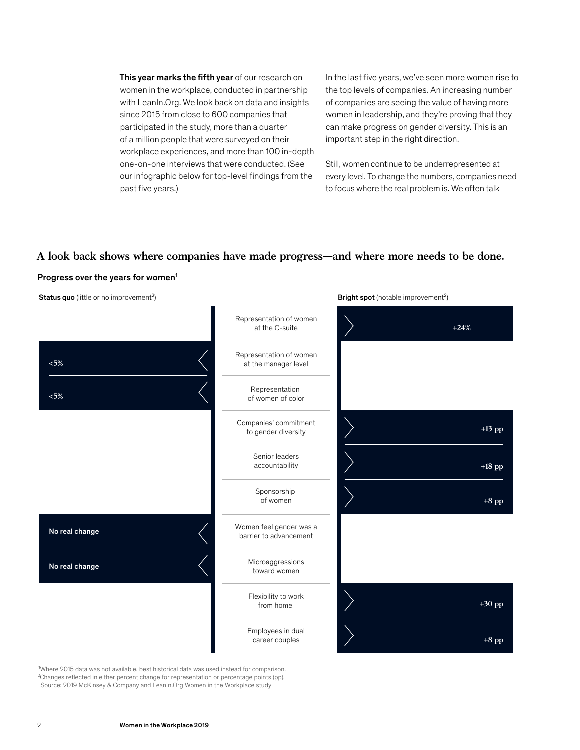**This year marks the fifth year** of our research on women in the workplace, conducted in partnership with LeanIn.Org. We look back on data and insights since 2015 from close to 600 companies that participated in the study, more than a quarter of a million people that were surveyed on their workplace experiences, and more than 100 in-depth one-on-one interviews that were conducted. (See our infographic below for top-level findings from the past five years.)

In the last five years, we've seen more women rise to the top levels of companies. An increasing number of companies are seeing the value of having more women in leadership, and they're proving that they can make progress on gender diversity. This is an important step in the right direction.

Still, women continue to be underrepresented at every level. To change the numbers, companies need to focus where the real problem is. We often talk

## A look back shows where companies have made progress—and where more needs to be done.

**Progress over the years for women[1]**

| **Status quo** (little or no improvement[2]) | | **Bright spot** (notable improvement[2]) |
|---|---|---|
| | Representation of women at the C-suite | +24% |
| <5% | Representation of women at the manager level | |
| <5% | Representation of women of color | |
| | Companies' commitment to gender diversity | +13 pp |
| | Senior leaders accountability | +18 pp |
| | Sponsorship of women | +8 pp |
| No real change | Women feel gender was a barrier to advancement | |
| No real change | Microaggressions toward women | |
| | Flexibility to work from home | +30 pp |
| | Employees in dual career couples | +8 pp |

[1]Where 2015 data was not available, best historical data was used instead for comparison.
[2]Changes reflected in either percent change for representation or percentage points (pp).
Source: 2019 McKinsey & Company and LeanIn.Org Women in the Workplace study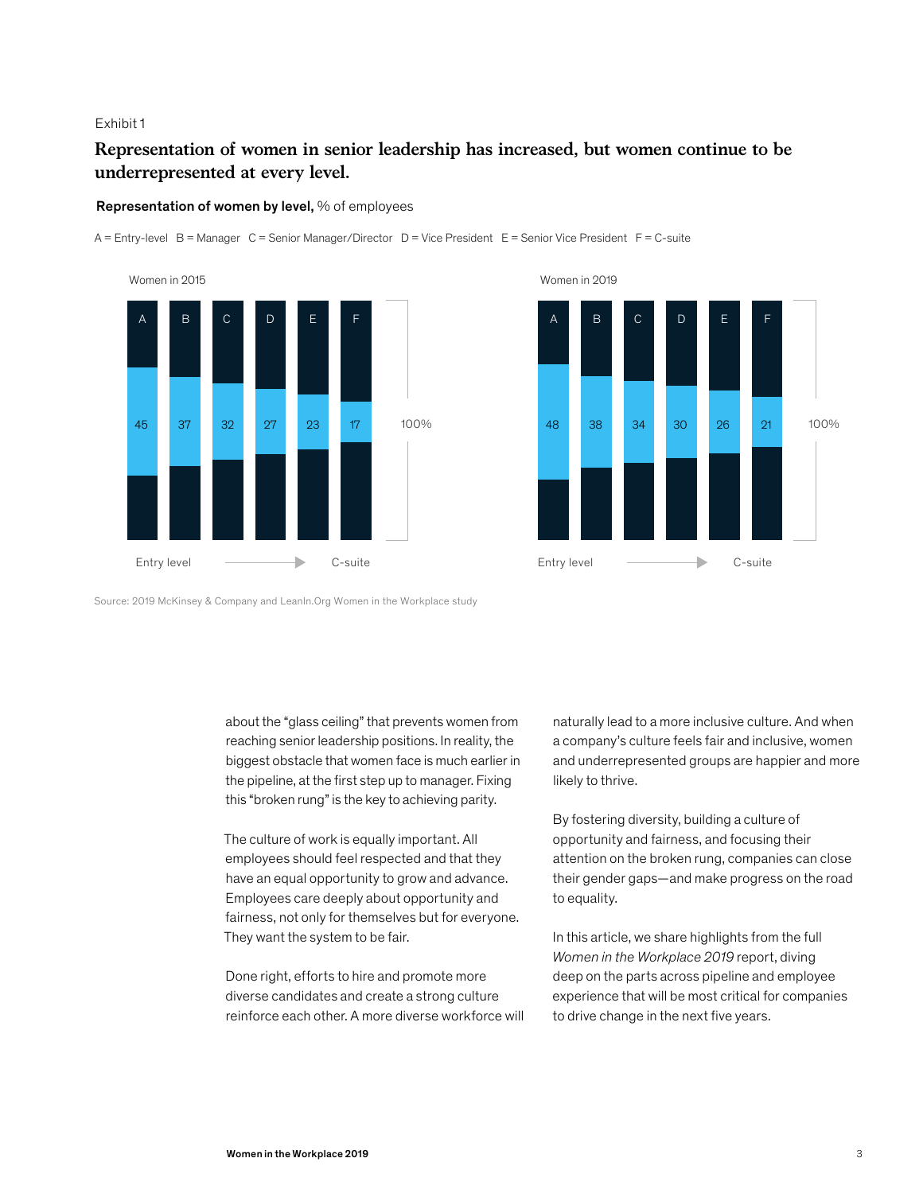Exhibit 1

## Representation of women in senior leadership has increased, but women continue to be underrepresented at every level.

**Representation of women by level,** % of employees

A = Entry-level B = Manager C = Senior Manager/Director D = Vice President E = Senior Vice President F = C-suite

| | A | B | C | D | E | F |
|---|---|---|---|---|---|---|
| Women in 2015 | 45 | 37 | 32 | 27 | 23 | 17 |
| Women in 2019 | 48 | 38 | 34 | 30 | 26 | 21 |

Entry level → C-suite; 100%

Source: 2019 McKinsey & Company and LeanIn.Org Women in the Workplace study

about the "glass ceiling" that prevents women from reaching senior leadership positions. In reality, the biggest obstacle that women face is much earlier in the pipeline, at the first step up to manager. Fixing this "broken rung" is the key to achieving parity.

The culture of work is equally important. All employees should feel respected and that they have an equal opportunity to grow and advance. Employees care deeply about opportunity and fairness, not only for themselves but for everyone. They want the system to be fair.

Done right, efforts to hire and promote more diverse candidates and create a strong culture reinforce each other. A more diverse workforce will naturally lead to a more inclusive culture. And when a company's culture feels fair and inclusive, women and underrepresented groups are happier and more likely to thrive.

By fostering diversity, building a culture of opportunity and fairness, and focusing their attention on the broken rung, companies can close their gender gaps—and make progress on the road to equality.

In this article, we share highlights from the full *Women in the Workplace 2019* report, diving deep on the parts across pipeline and employee experience that will be most critical for companies to drive change in the next five years.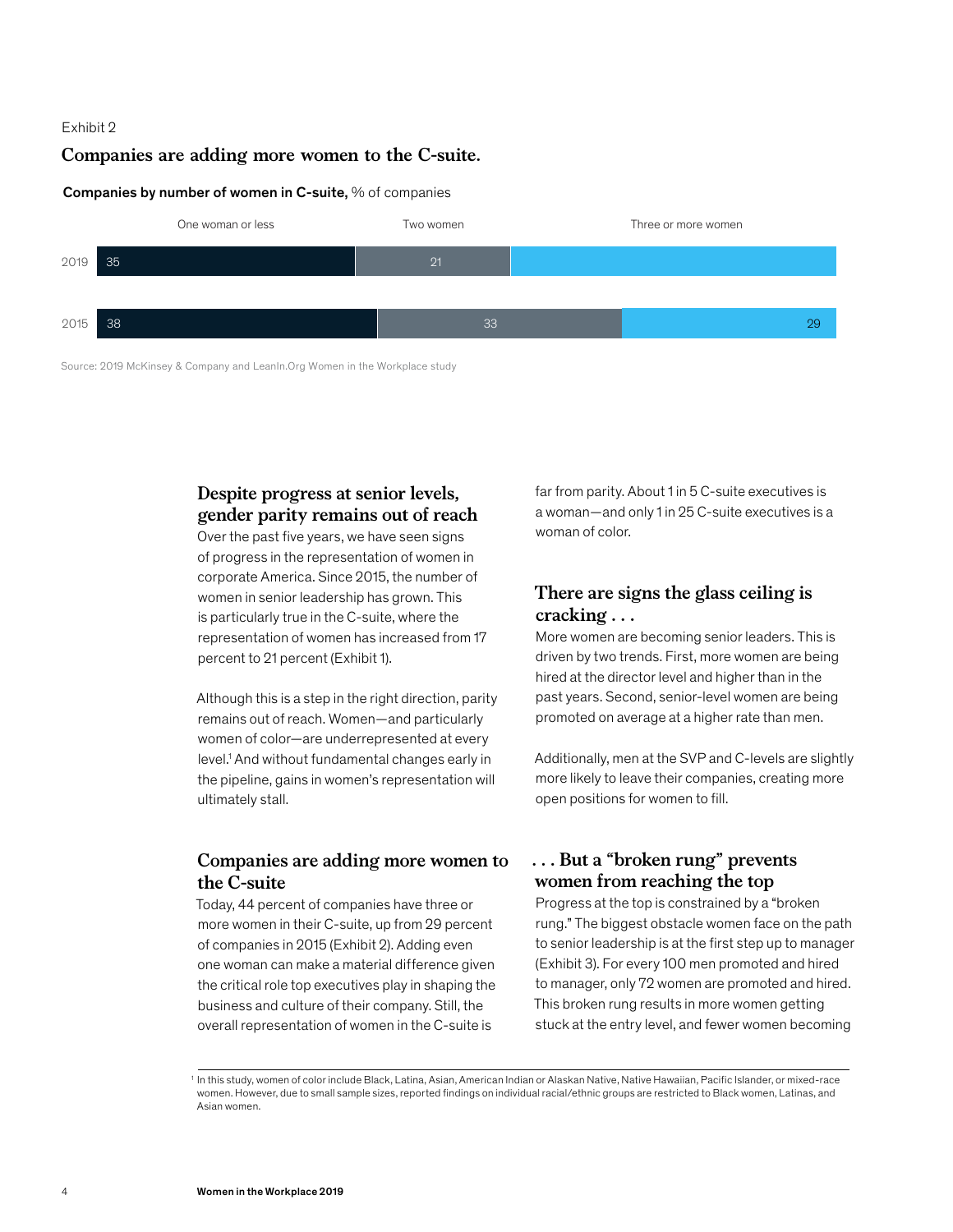Exhibit 2

## Companies are adding more women to the C-suite.

**Companies by number of women in C-suite,** % of companies

| | One woman or less | Two women | Three or more women |
|---|---|---|---|
| 2019 | 35 | 21 | |
| 2015 | 38 | 33 | 29 |

Source: 2019 McKinsey & Company and LeanIn.Org Women in the Workplace study

### Despite progress at senior levels, gender parity remains out of reach

Over the past five years, we have seen signs of progress in the representation of women in corporate America. Since 2015, the number of women in senior leadership has grown. This is particularly true in the C-suite, where the representation of women has increased from 17 percent to 21 percent (Exhibit 1).

Although this is a step in the right direction, parity remains out of reach. Women—and particularly women of color—are underrepresented at every level.[1] And without fundamental changes early in the pipeline, gains in women's representation will ultimately stall.

### Companies are adding more women to the C-suite

Today, 44 percent of companies have three or more women in their C-suite, up from 29 percent of companies in 2015 (Exhibit 2). Adding even one woman can make a material difference given the critical role top executives play in shaping the business and culture of their company. Still, the overall representation of women in the C-suite is far from parity. About 1 in 5 C-suite executives is a woman—and only 1 in 25 C-suite executives is a woman of color.

### There are signs the glass ceiling is cracking . . .

More women are becoming senior leaders. This is driven by two trends. First, more women are being hired at the director level and higher than in the past years. Second, senior-level women are being promoted on average at a higher rate than men.

Additionally, men at the SVP and C-levels are slightly more likely to leave their companies, creating more open positions for women to fill.

### . . . But a "broken rung" prevents women from reaching the top

Progress at the top is constrained by a "broken rung." The biggest obstacle women face on the path to senior leadership is at the first step up to manager (Exhibit 3). For every 100 men promoted and hired to manager, only 72 women are promoted and hired. This broken rung results in more women getting stuck at the entry level, and fewer women becoming

[1] In this study, women of color include Black, Latina, Asian, American Indian or Alaskan Native, Native Hawaiian, Pacific Islander, or mixed-race women. However, due to small sample sizes, reported findings on individual racial/ethnic groups are restricted to Black women, Latinas, and Asian women.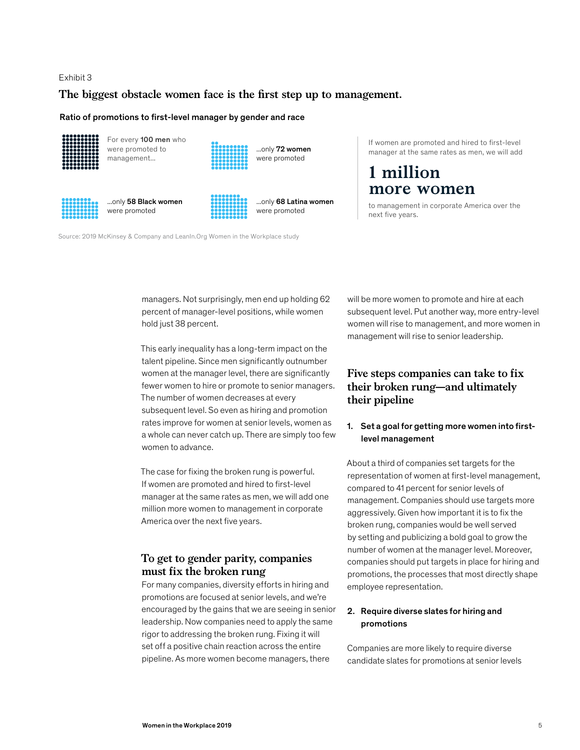Exhibit 3

### The biggest obstacle women face is the first step up to management.

**Ratio of promotions to first-level manager by gender and race**

For every **100 men** who were promoted to management...

...only **72 women** were promoted

...only **58 Black women** were promoted

...only **68 Latina women** were promoted

If women are promoted and hired to first-level manager at the same rates as men, we will add

**1 million more women**

to management in corporate America over the next five years.

Source: 2019 McKinsey & Company and LeanIn.Org Women in the Workplace study

managers. Not surprisingly, men end up holding 62 percent of manager-level positions, while women hold just 38 percent.

This early inequality has a long-term impact on the talent pipeline. Since men significantly outnumber women at the manager level, there are significantly fewer women to hire or promote to senior managers. The number of women decreases at every subsequent level. So even as hiring and promotion rates improve for women at senior levels, women as a whole can never catch up. There are simply too few women to advance.

The case for fixing the broken rung is powerful. If women are promoted and hired to first-level manager at the same rates as men, we will add one million more women to management in corporate America over the next five years.

## To get to gender parity, companies must fix the broken rung

For many companies, diversity efforts in hiring and promotions are focused at senior levels, and we're encouraged by the gains that we are seeing in senior leadership. Now companies need to apply the same rigor to addressing the broken rung. Fixing it will set off a positive chain reaction across the entire pipeline. As more women become managers, there will be more women to promote and hire at each subsequent level. Put another way, more entry-level women will rise to management, and more women in management will rise to senior leadership.

## Five steps companies can take to fix their broken rung—and ultimately their pipeline

**1. Set a goal for getting more women into first-level management**

About a third of companies set targets for the representation of women at first-level management, compared to 41 percent for senior levels of management. Companies should use targets more aggressively. Given how important it is to fix the broken rung, companies would be well served by setting and publicizing a bold goal to grow the number of women at the manager level. Moreover, companies should put targets in place for hiring and promotions, the processes that most directly shape employee representation.

**2. Require diverse slates for hiring and promotions**

Companies are more likely to require diverse candidate slates for promotions at senior levels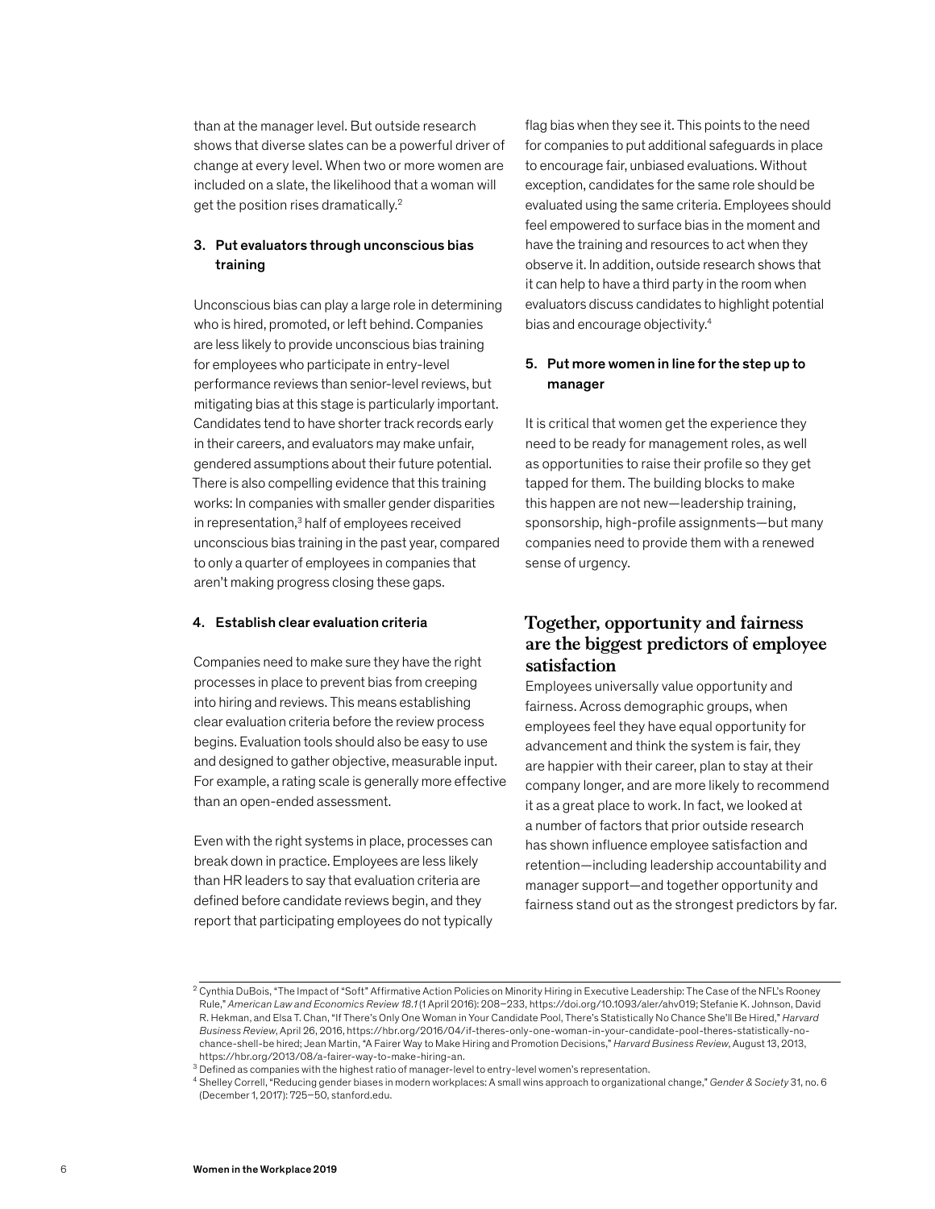than at the manager level. But outside research shows that diverse slates can be a powerful driver of change at every level. When two or more women are included on a slate, the likelihood that a woman will get the position rises dramatically.[2]

### 3. Put evaluators through unconscious bias training

Unconscious bias can play a large role in determining who is hired, promoted, or left behind. Companies are less likely to provide unconscious bias training for employees who participate in entry-level performance reviews than senior-level reviews, but mitigating bias at this stage is particularly important. Candidates tend to have shorter track records early in their careers, and evaluators may make unfair, gendered assumptions about their future potential. There is also compelling evidence that this training works: In companies with smaller gender disparities in representation,[3] half of employees received unconscious bias training in the past year, compared to only a quarter of employees in companies that aren't making progress closing these gaps.

### 4. Establish clear evaluation criteria

Companies need to make sure they have the right processes in place to prevent bias from creeping into hiring and reviews. This means establishing clear evaluation criteria before the review process begins. Evaluation tools should also be easy to use and designed to gather objective, measurable input. For example, a rating scale is generally more effective than an open-ended assessment.

Even with the right systems in place, processes can break down in practice. Employees are less likely than HR leaders to say that evaluation criteria are defined before candidate reviews begin, and they report that participating employees do not typically flag bias when they see it. This points to the need for companies to put additional safeguards in place to encourage fair, unbiased evaluations. Without exception, candidates for the same role should be evaluated using the same criteria. Employees should feel empowered to surface bias in the moment and have the training and resources to act when they observe it. In addition, outside research shows that it can help to have a third party in the room when evaluators discuss candidates to highlight potential bias and encourage objectivity.[4]

### 5. Put more women in line for the step up to manager

It is critical that women get the experience they need to be ready for management roles, as well as opportunities to raise their profile so they get tapped for them. The building blocks to make this happen are not new—leadership training, sponsorship, high-profile assignments—but many companies need to provide them with a renewed sense of urgency.

## Together, opportunity and fairness are the biggest predictors of employee satisfaction

Employees universally value opportunity and fairness. Across demographic groups, when employees feel they have equal opportunity for advancement and think the system is fair, they are happier with their career, plan to stay at their company longer, and are more likely to recommend it as a great place to work. In fact, we looked at a number of factors that prior outside research has shown influence employee satisfaction and retention—including leadership accountability and manager support—and together opportunity and fairness stand out as the strongest predictors by far.

---

[2] Cynthia DuBois, "The Impact of "Soft" Affirmative Action Policies on Minority Hiring in Executive Leadership: The Case of the NFL's Rooney Rule," *American Law and Economics Review 18.1* (1 April 2016): 208–233, https://doi.org/10.1093/aler/ahv019; Stefanie K. Johnson, David R. Hekman, and Elsa T. Chan, "If There's Only One Woman in Your Candidate Pool, There's Statistically No Chance She'll Be Hired," *Harvard Business Review*, April 26, 2016, https://hbr.org/2016/04/if-theres-only-one-woman-in-your-candidate-pool-theres-statistically-no-chance-shell-be hired; Jean Martin, "A Fairer Way to Make Hiring and Promotion Decisions," *Harvard Business Review*, August 13, 2013, https://hbr.org/2013/08/a-fairer-way-to-make-hiring-an.

[3] Defined as companies with the highest ratio of manager-level to entry-level women's representation.

[4] Shelley Correll, "Reducing gender biases in modern workplaces: A small wins approach to organizational change," *Gender & Society* 31, no. 6 (December 1, 2017): 725–50, stanford.edu.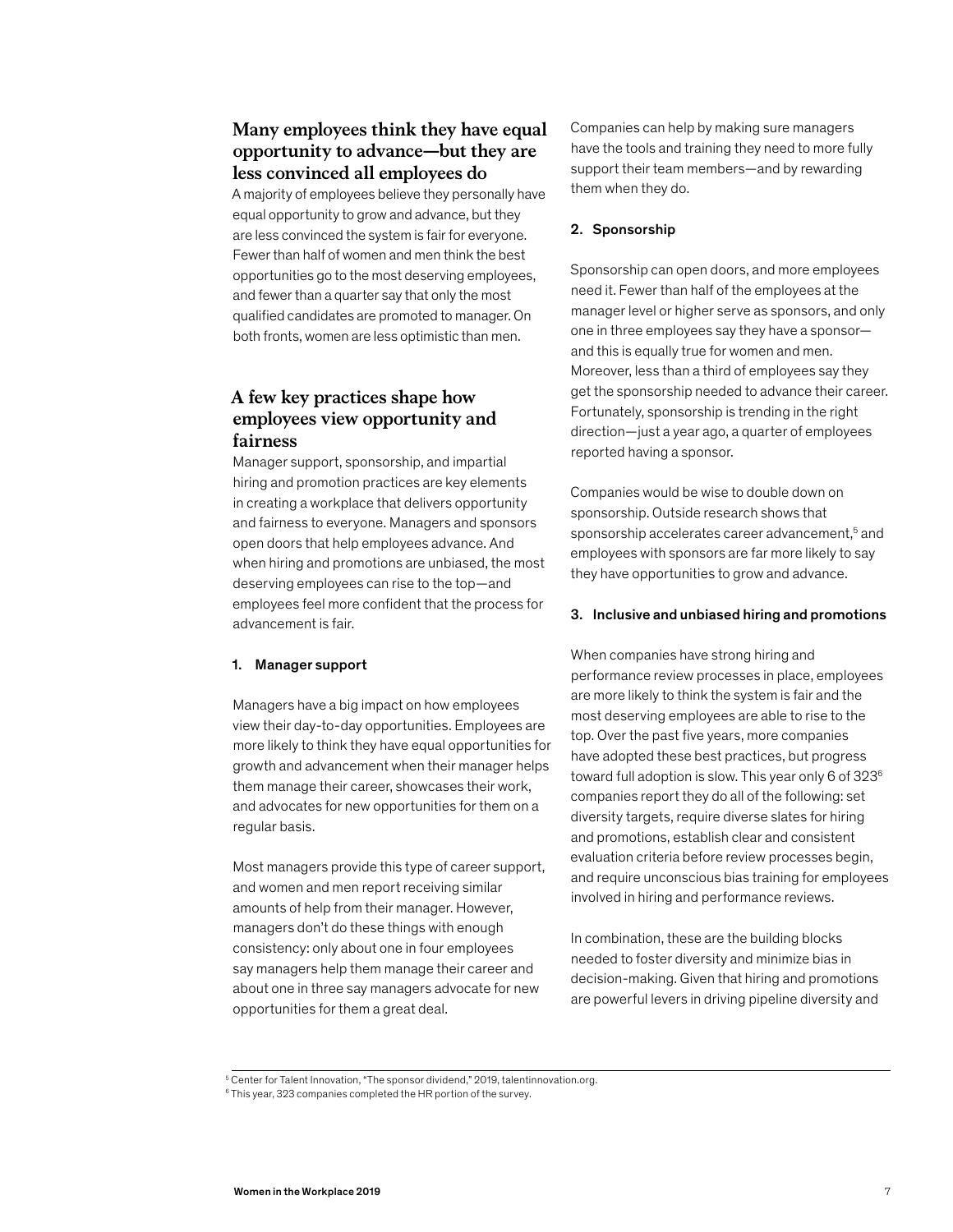## Many employees think they have equal opportunity to advance—but they are less convinced all employees do

A majority of employees believe they personally have equal opportunity to grow and advance, but they are less convinced the system is fair for everyone. Fewer than half of women and men think the best opportunities go to the most deserving employees, and fewer than a quarter say that only the most qualified candidates are promoted to manager. On both fronts, women are less optimistic than men.

## A few key practices shape how employees view opportunity and fairness

Manager support, sponsorship, and impartial hiring and promotion practices are key elements in creating a workplace that delivers opportunity and fairness to everyone. Managers and sponsors open doors that help employees advance. And when hiring and promotions are unbiased, the most deserving employees can rise to the top—and employees feel more confident that the process for advancement is fair.

### 1. Manager support

Managers have a big impact on how employees view their day-to-day opportunities. Employees are more likely to think they have equal opportunities for growth and advancement when their manager helps them manage their career, showcases their work, and advocates for new opportunities for them on a regular basis.

Most managers provide this type of career support, and women and men report receiving similar amounts of help from their manager. However, managers don't do these things with enough consistency: only about one in four employees say managers help them manage their career and about one in three say managers advocate for new opportunities for them a great deal.

Companies can help by making sure managers have the tools and training they need to more fully support their team members—and by rewarding them when they do.

### 2. Sponsorship

Sponsorship can open doors, and more employees need it. Fewer than half of the employees at the manager level or higher serve as sponsors, and only one in three employees say they have a sponsor—and this is equally true for women and men. Moreover, less than a third of employees say they get the sponsorship needed to advance their career. Fortunately, sponsorship is trending in the right direction—just a year ago, a quarter of employees reported having a sponsor.

Companies would be wise to double down on sponsorship. Outside research shows that sponsorship accelerates career advancement,[5] and employees with sponsors are far more likely to say they have opportunities to grow and advance.

### 3. Inclusive and unbiased hiring and promotions

When companies have strong hiring and performance review processes in place, employees are more likely to think the system is fair and the most deserving employees are able to rise to the top. Over the past five years, more companies have adopted these best practices, but progress toward full adoption is slow. This year only 6 of 323[6] companies report they do all of the following: set diversity targets, require diverse slates for hiring and promotions, establish clear and consistent evaluation criteria before review processes begin, and require unconscious bias training for employees involved in hiring and performance reviews.

In combination, these are the building blocks needed to foster diversity and minimize bias in decision-making. Given that hiring and promotions are powerful levers in driving pipeline diversity and

[5] Center for Talent Innovation, "The sponsor dividend," 2019, talentinnovation.org.

[6] This year, 323 companies completed the HR portion of the survey.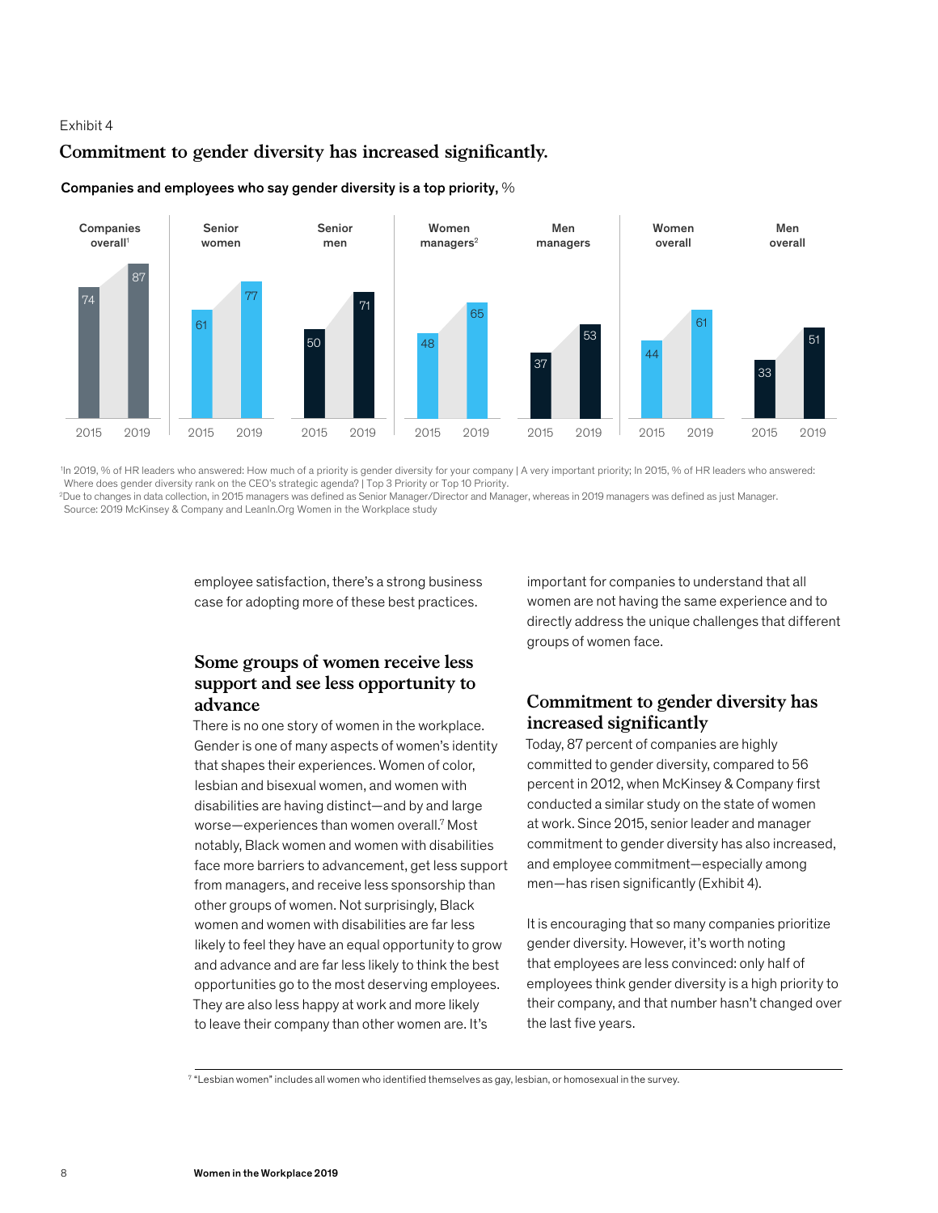Exhibit 4

## Commitment to gender diversity has increased significantly.

**Companies and employees who say gender diversity is a top priority,** %

| | Companies overall[1] | Senior women | Senior men | Women managers[2] | Men managers | Women overall | Men overall |
|---|---|---|---|---|---|---|---|
| 2015 | 74 | 61 | 50 | 48 | 37 | 44 | 33 |
| 2019 | 87 | 77 | 71 | 65 | 53 | 61 | 51 |

[1]In 2019, % of HR leaders who answered: How much of a priority is gender diversity for your company | A very important priority; In 2015, % of HR leaders who answered: Where does gender diversity rank on the CEO's strategic agenda? | Top 3 Priority or Top 10 Priority.
[2]Due to changes in data collection, in 2015 managers was defined as Senior Manager/Director and Manager, whereas in 2019 managers was defined as just Manager.
Source: 2019 McKinsey & Company and LeanIn.Org Women in the Workplace study

employee satisfaction, there's a strong business case for adopting more of these best practices.

## Some groups of women receive less support and see less opportunity to advance

There is no one story of women in the workplace. Gender is one of many aspects of women's identity that shapes their experiences. Women of color, lesbian and bisexual women, and women with disabilities are having distinct—and by and large worse—experiences than women overall.[7] Most notably, Black women and women with disabilities face more barriers to advancement, get less support from managers, and receive less sponsorship than other groups of women. Not surprisingly, Black women and women with disabilities are far less likely to feel they have an equal opportunity to grow and advance and are far less likely to think the best opportunities go to the most deserving employees. They are also less happy at work and more likely to leave their company than other women are. It's important for companies to understand that all women are not having the same experience and to directly address the unique challenges that different groups of women face.

## Commitment to gender diversity has increased significantly

Today, 87 percent of companies are highly committed to gender diversity, compared to 56 percent in 2012, when McKinsey & Company first conducted a similar study on the state of women at work. Since 2015, senior leader and manager commitment to gender diversity has also increased, and employee commitment—especially among men—has risen significantly (Exhibit 4).

It is encouraging that so many companies prioritize gender diversity. However, it's worth noting that employees are less convinced: only half of employees think gender diversity is a high priority to their company, and that number hasn't changed over the last five years.

[7] "Lesbian women" includes all women who identified themselves as gay, lesbian, or homosexual in the survey.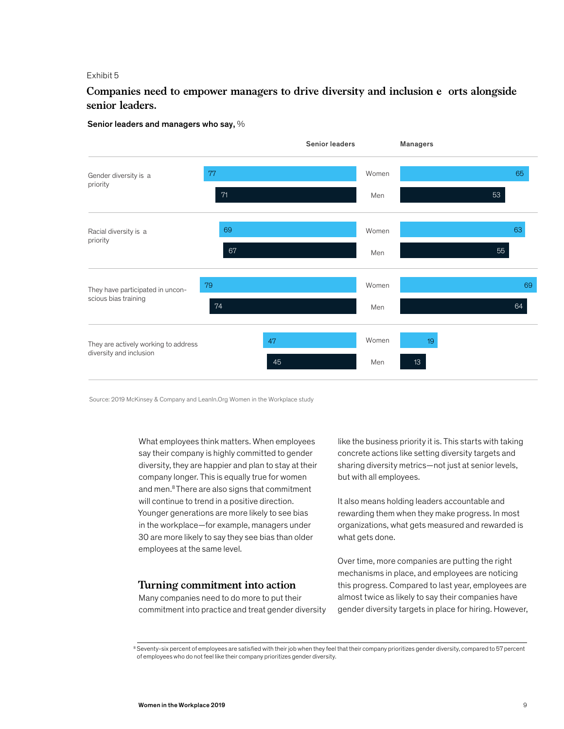Exhibit 5

## Companies need to empower managers to drive diversity and inclusion e orts alongside senior leaders.

**Senior leaders and managers who say,** %

| | | Senior leaders | Managers |
|---|---|---|---|
| Gender diversity is a priority | Women | 77 | 65 |
| | Men | 71 | 53 |
| Racial diversity is a priority | Women | 69 | 63 |
| | Men | 67 | 55 |
| They have participated in unconscious bias training | Women | 79 | 69 |
| | Men | 74 | 64 |
| They are actively working to address diversity and inclusion | Women | 47 | 19 |
| | Men | 45 | 13 |

Source: 2019 McKinsey & Company and LeanIn.Org Women in the Workplace study

What employees think matters. When employees say their company is highly committed to gender diversity, they are happier and plan to stay at their company longer. This is equally true for women and men.[8] There are also signs that commitment will continue to trend in a positive direction. Younger generations are more likely to see bias in the workplace—for example, managers under 30 are more likely to say they see bias than older employees at the same level.

## Turning commitment into action

Many companies need to do more to put their commitment into practice and treat gender diversity like the business priority it is. This starts with taking concrete actions like setting diversity targets and sharing diversity metrics—not just at senior levels, but with all employees.

It also means holding leaders accountable and rewarding them when they make progress. In most organizations, what gets measured and rewarded is what gets done.

Over time, more companies are putting the right mechanisms in place, and employees are noticing this progress. Compared to last year, employees are almost twice as likely to say their companies have gender diversity targets in place for hiring. However,

[8] Seventy-six percent of employees are satisfied with their job when they feel that their company prioritizes gender diversity, compared to 57 percent of employees who do not feel like their company prioritizes gender diversity.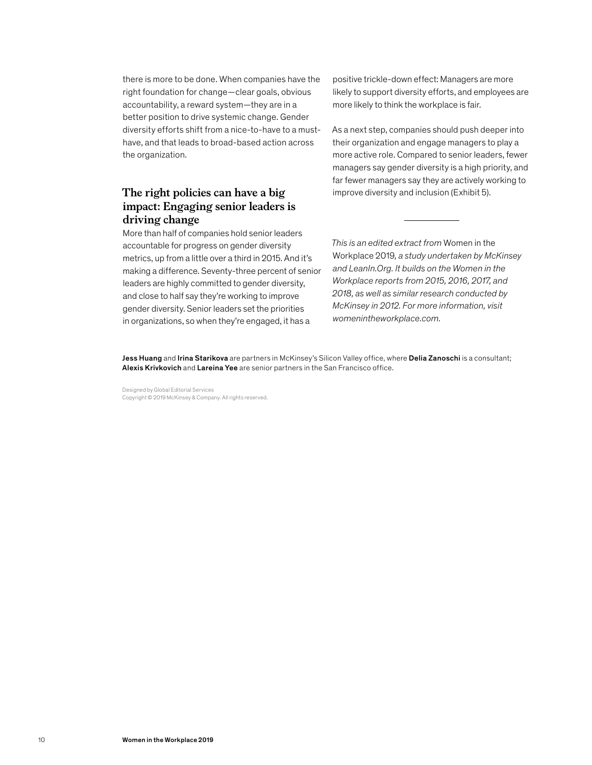there is more to be done. When companies have the right foundation for change—clear goals, obvious accountability, a reward system—they are in a better position to drive systemic change. Gender diversity efforts shift from a nice-to-have to a must-have, and that leads to broad-based action across the organization.

## The right policies can have a big impact: Engaging senior leaders is driving change

More than half of companies hold senior leaders accountable for progress on gender diversity metrics, up from a little over a third in 2015. And it's making a difference. Seventy-three percent of senior leaders are highly committed to gender diversity, and close to half say they're working to improve gender diversity. Senior leaders set the priorities in organizations, so when they're engaged, it has a positive trickle-down effect: Managers are more likely to support diversity efforts, and employees are more likely to think the workplace is fair.

As a next step, companies should push deeper into their organization and engage managers to play a more active role. Compared to senior leaders, fewer managers say gender diversity is a high priority, and far fewer managers say they are actively working to improve diversity and inclusion (Exhibit 5).

---

*This is an edited extract from* Women in the Workplace 2019*, a study undertaken by McKinsey and LeanIn.Org. It builds on the Women in the Workplace reports from 2015, 2016, 2017, and 2018, as well as similar research conducted by McKinsey in 2012. For more information, visit womenintheworkplace.com.*

**Jess Huang** and **Irina Starikova** are partners in McKinsey's Silicon Valley office, where **Delia Zanoschi** is a consultant; **Alexis Krivkovich** and **Lareina Yee** are senior partners in the San Francisco office.

Designed by Global Editorial Services
Copyright © 2019 McKinsey & Company. All rights reserved.